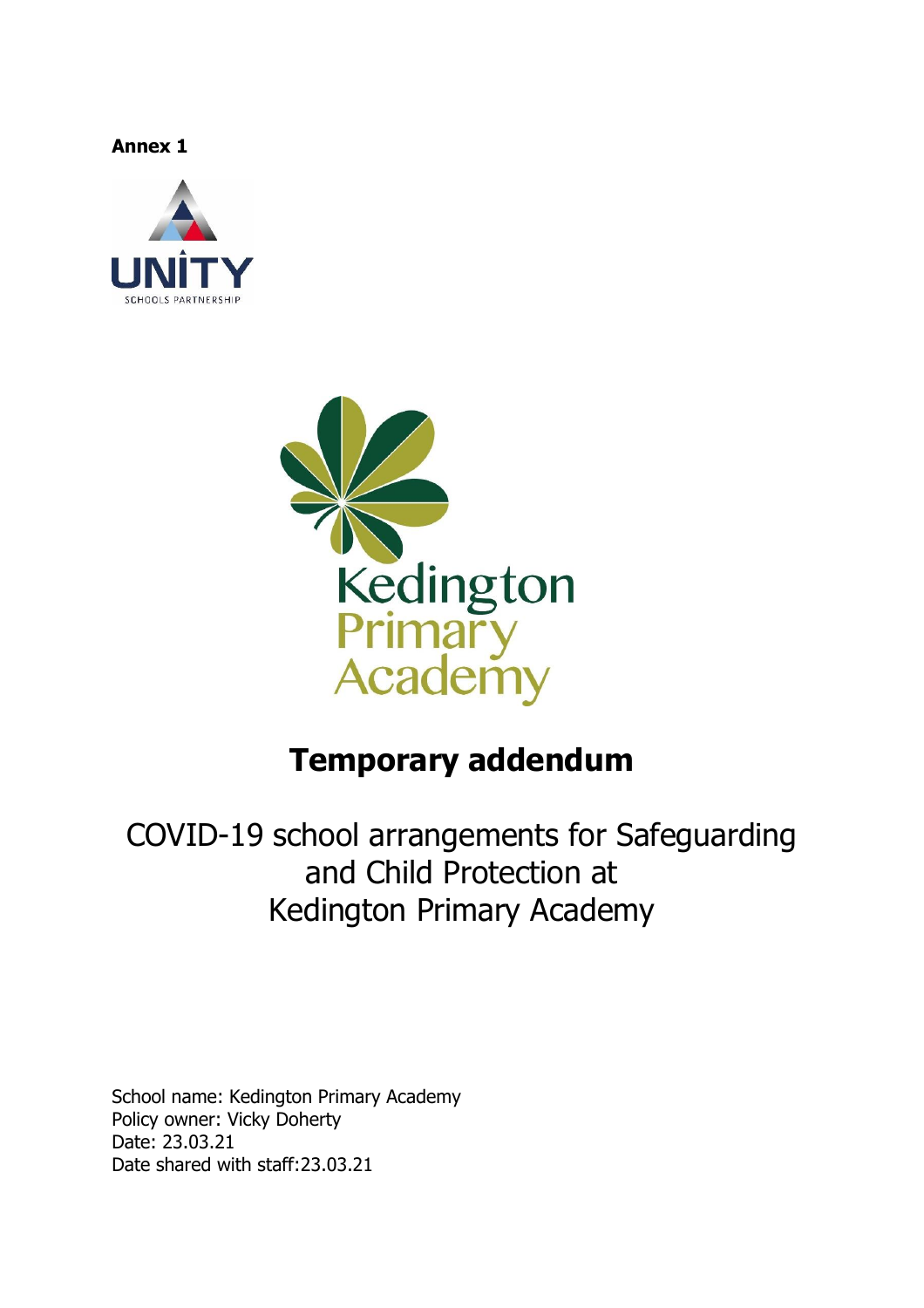**Annex 1**

# Temporary addendum

## COVID-19 school arrangements for Safeguarding and Child Protection at Kedington Primary Academy

School name: Kedington Primary Academy
Policy owner: Vicky Doherty
Date: 23.03.21
Date shared with staff:23.03.21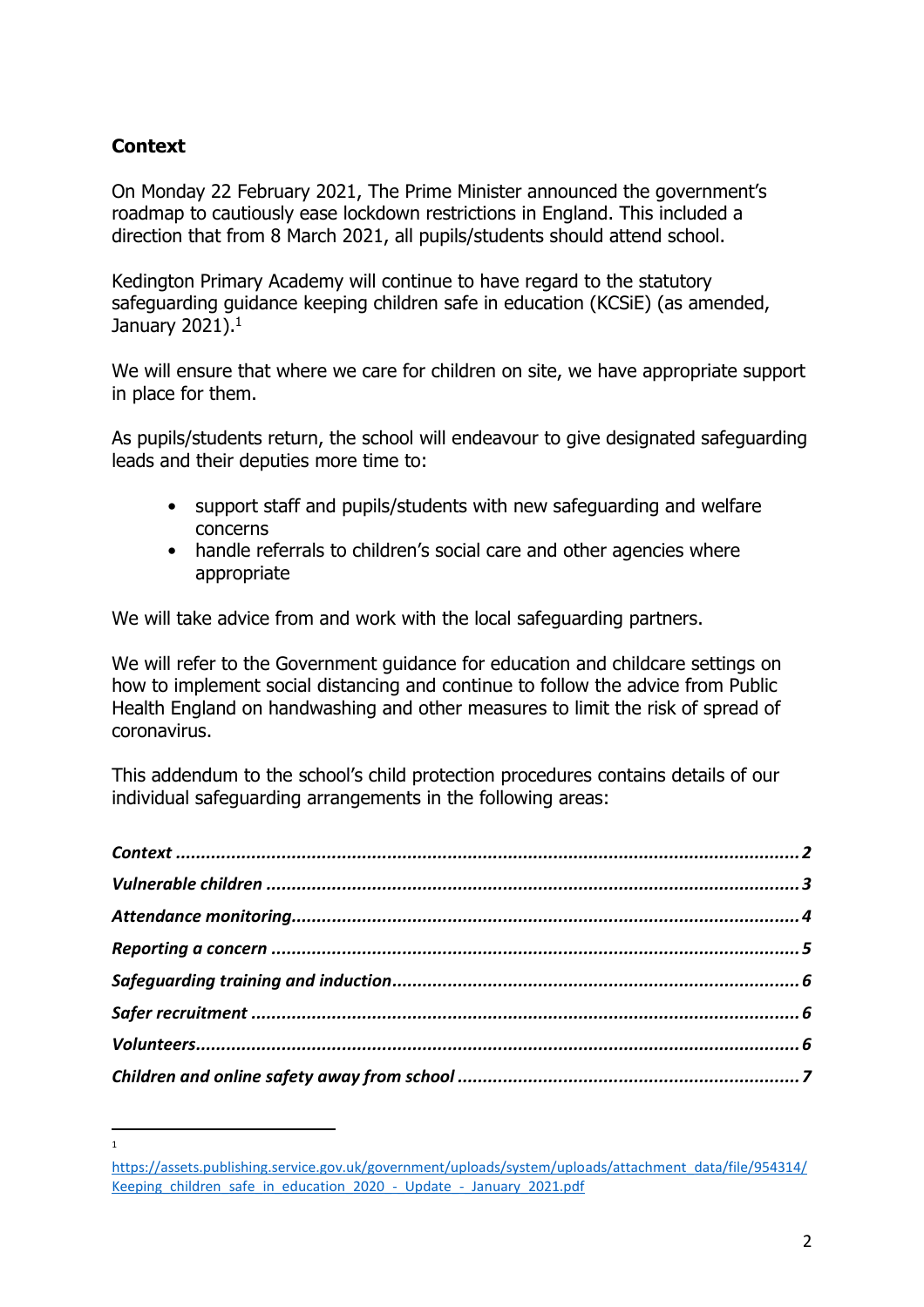## Context

On Monday 22 February 2021, The Prime Minister announced the government's roadmap to cautiously ease lockdown restrictions in England. This included a direction that from 8 March 2021, all pupils/students should attend school.

Kedington Primary Academy will continue to have regard to the statutory safeguarding guidance keeping children safe in education (KCSiE) (as amended, January 2021).[1]

We will ensure that where we care for children on site, we have appropriate support in place for them.

As pupils/students return, the school will endeavour to give designated safeguarding leads and their deputies more time to:

- support staff and pupils/students with new safeguarding and welfare concerns
- handle referrals to children's social care and other agencies where appropriate

We will take advice from and work with the local safeguarding partners.

We will refer to the Government guidance for education and childcare settings on how to implement social distancing and continue to follow the advice from Public Health England on handwashing and other measures to limit the risk of spread of coronavirus.

This addendum to the school's child protection procedures contains details of our individual safeguarding arrangements in the following areas:

| | |
|---|---|
| ***Context*** | ***2*** |
| ***Vulnerable children*** | ***3*** |
| ***Attendance monitoring*** | ***4*** |
| ***Reporting a concern*** | ***5*** |
| ***Safeguarding training and induction*** | ***6*** |
| ***Safer recruitment*** | ***6*** |
| ***Volunteers*** | ***6*** |
| ***Children and online safety away from school*** | ***7*** |

---

[1] https://assets.publishing.service.gov.uk/government/uploads/system/uploads/attachment_data/file/954314/Keeping_children_safe_in_education_2020_-_Update_-_January_2021.pdf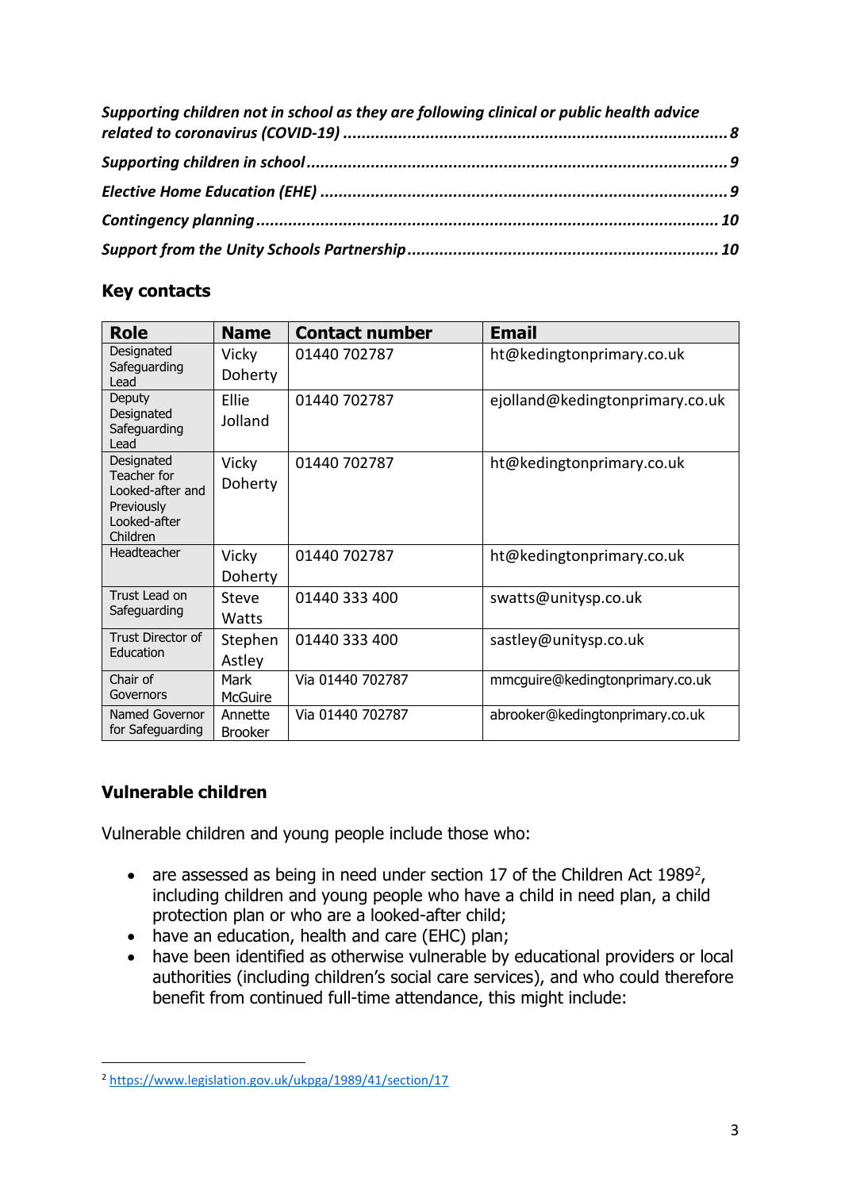*Supporting children not in school as they are following clinical or public health advice related to coronavirus (COVID-19)* ........ *8*

*Supporting children in school* ........ *9*

*Elective Home Education (EHE)* ........ *9*

*Contingency planning* ........ *10*

*Support from the Unity Schools Partnership* ........ *10*

## Key contacts

| Role | Name | Contact number | Email |
|---|---|---|---|
| Designated Safeguarding Lead | Vicky Doherty | 01440 702787 | ht@kedingtonprimary.co.uk |
| Deputy Designated Safeguarding Lead | Ellie Jolland | 01440 702787 | ejolland@kedingtonprimary.co.uk |
| Designated Teacher for Looked-after and Previously Looked-after Children | Vicky Doherty | 01440 702787 | ht@kedingtonprimary.co.uk |
| Headteacher | Vicky Doherty | 01440 702787 | ht@kedingtonprimary.co.uk |
| Trust Lead on Safeguarding | Steve Watts | 01440 333 400 | swatts@unitysp.co.uk |
| Trust Director of Education | Stephen Astley | 01440 333 400 | sastley@unitysp.co.uk |
| Chair of Governors | Mark McGuire | Via 01440 702787 | mmcguire@kedingtonprimary.co.uk |
| Named Governor for Safeguarding | Annette Brooker | Via 01440 702787 | abrooker@kedingtonprimary.co.uk |

## Vulnerable children

Vulnerable children and young people include those who:

- are assessed as being in need under section 17 of the Children Act 1989[2], including children and young people who have a child in need plan, a child protection plan or who are a looked-after child;
- have an education, health and care (EHC) plan;
- have been identified as otherwise vulnerable by educational providers or local authorities (including children's social care services), and who could therefore benefit from continued full-time attendance, this might include:

[2] https://www.legislation.gov.uk/ukpga/1989/41/section/17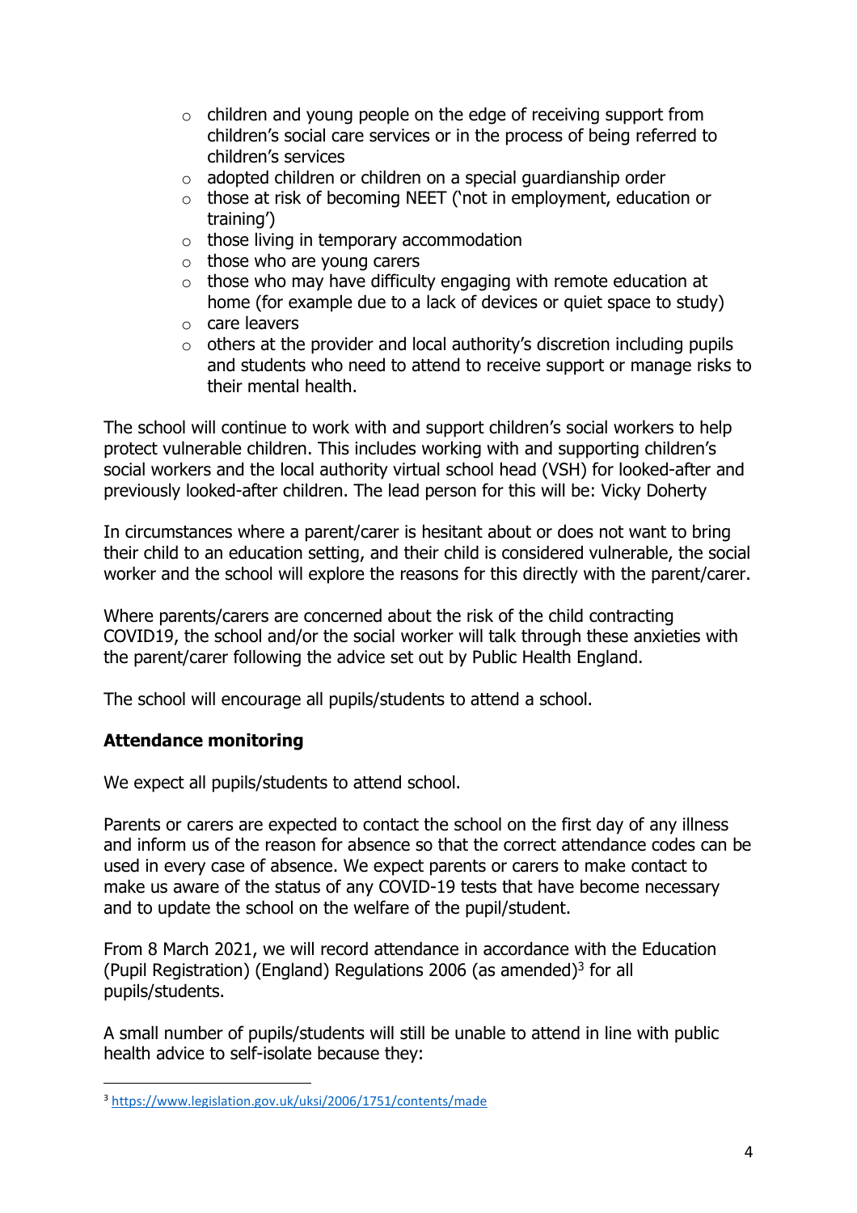- children and young people on the edge of receiving support from children's social care services or in the process of being referred to children's services
- adopted children or children on a special guardianship order
- those at risk of becoming NEET ('not in employment, education or training')
- those living in temporary accommodation
- those who are young carers
- those who may have difficulty engaging with remote education at home (for example due to a lack of devices or quiet space to study)
- care leavers
- others at the provider and local authority's discretion including pupils and students who need to attend to receive support or manage risks to their mental health.

The school will continue to work with and support children's social workers to help protect vulnerable children. This includes working with and supporting children's social workers and the local authority virtual school head (VSH) for looked-after and previously looked-after children. The lead person for this will be: Vicky Doherty

In circumstances where a parent/carer is hesitant about or does not want to bring their child to an education setting, and their child is considered vulnerable, the social worker and the school will explore the reasons for this directly with the parent/carer.

Where parents/carers are concerned about the risk of the child contracting COVID19, the school and/or the social worker will talk through these anxieties with the parent/carer following the advice set out by Public Health England.

The school will encourage all pupils/students to attend a school.

**Attendance monitoring**

We expect all pupils/students to attend school.

Parents or carers are expected to contact the school on the first day of any illness and inform us of the reason for absence so that the correct attendance codes can be used in every case of absence. We expect parents or carers to make contact to make us aware of the status of any COVID-19 tests that have become necessary and to update the school on the welfare of the pupil/student.

From 8 March 2021, we will record attendance in accordance with the Education (Pupil Registration) (England) Regulations 2006 (as amended)[3] for all pupils/students.

A small number of pupils/students will still be unable to attend in line with public health advice to self-isolate because they:

[3] https://www.legislation.gov.uk/uksi/2006/1751/contents/made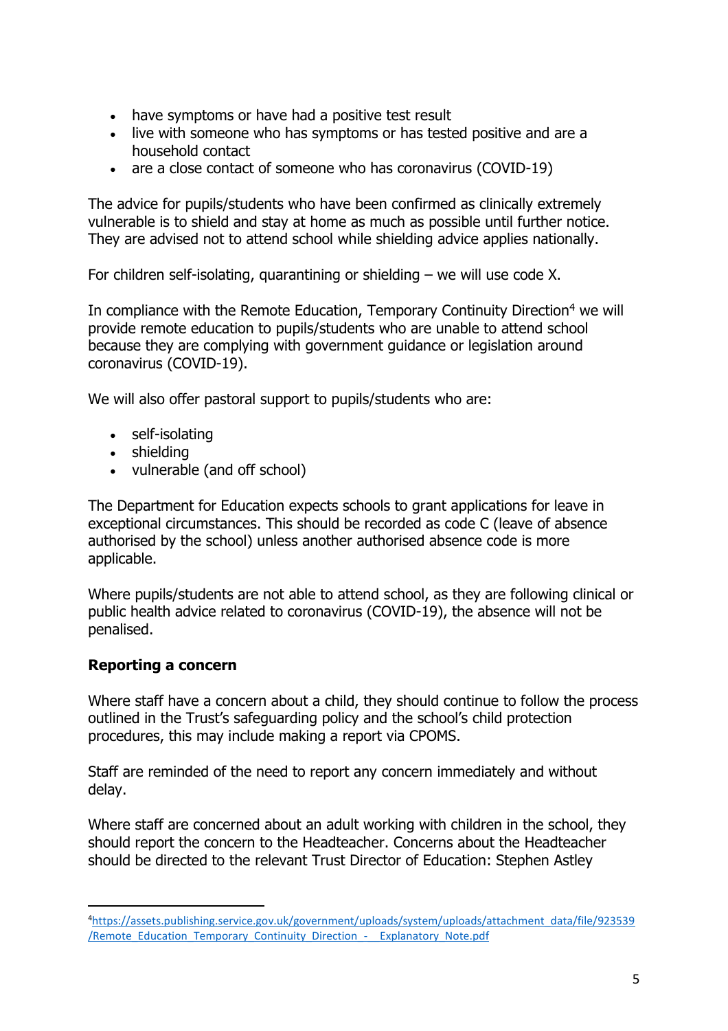- have symptoms or have had a positive test result
- live with someone who has symptoms or has tested positive and are a household contact
- are a close contact of someone who has coronavirus (COVID-19)

The advice for pupils/students who have been confirmed as clinically extremely vulnerable is to shield and stay at home as much as possible until further notice. They are advised not to attend school while shielding advice applies nationally.

For children self-isolating, quarantining or shielding – we will use code X.

In compliance with the Remote Education, Temporary Continuity Direction[4] we will provide remote education to pupils/students who are unable to attend school because they are complying with government guidance or legislation around coronavirus (COVID-19).

We will also offer pastoral support to pupils/students who are:

- self-isolating
- shielding
- vulnerable (and off school)

The Department for Education expects schools to grant applications for leave in exceptional circumstances. This should be recorded as code C (leave of absence authorised by the school) unless another authorised absence code is more applicable.

Where pupils/students are not able to attend school, as they are following clinical or public health advice related to coronavirus (COVID-19), the absence will not be penalised.

**Reporting a concern**

Where staff have a concern about a child, they should continue to follow the process outlined in the Trust's safeguarding policy and the school's child protection procedures, this may include making a report via CPOMS.

Staff are reminded of the need to report any concern immediately and without delay.

Where staff are concerned about an adult working with children in the school, they should report the concern to the Headteacher. Concerns about the Headteacher should be directed to the relevant Trust Director of Education: Stephen Astley

---

[4] https://assets.publishing.service.gov.uk/government/uploads/system/uploads/attachment_data/file/923539/Remote_Education_Temporary_Continuity_Direction_-__Explanatory_Note.pdf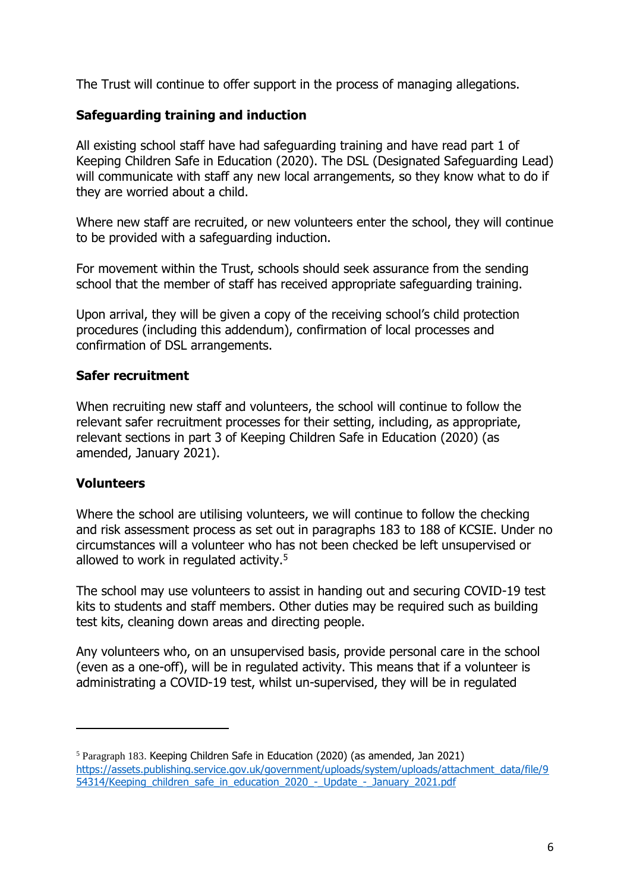The Trust will continue to offer support in the process of managing allegations.

**Safeguarding training and induction**

All existing school staff have had safeguarding training and have read part 1 of Keeping Children Safe in Education (2020). The DSL (Designated Safeguarding Lead) will communicate with staff any new local arrangements, so they know what to do if they are worried about a child.

Where new staff are recruited, or new volunteers enter the school, they will continue to be provided with a safeguarding induction.

For movement within the Trust, schools should seek assurance from the sending school that the member of staff has received appropriate safeguarding training.

Upon arrival, they will be given a copy of the receiving school's child protection procedures (including this addendum), confirmation of local processes and confirmation of DSL arrangements.

**Safer recruitment**

When recruiting new staff and volunteers, the school will continue to follow the relevant safer recruitment processes for their setting, including, as appropriate, relevant sections in part 3 of Keeping Children Safe in Education (2020) (as amended, January 2021).

**Volunteers**

Where the school are utilising volunteers, we will continue to follow the checking and risk assessment process as set out in paragraphs 183 to 188 of KCSIE. Under no circumstances will a volunteer who has not been checked be left unsupervised or allowed to work in regulated activity.[5]

The school may use volunteers to assist in handing out and securing COVID-19 test kits to students and staff members. Other duties may be required such as building test kits, cleaning down areas and directing people.

Any volunteers who, on an unsupervised basis, provide personal care in the school (even as a one-off), will be in regulated activity. This means that if a volunteer is administrating a COVID-19 test, whilst un-supervised, they will be in regulated

---

[5] Paragraph 183. Keeping Children Safe in Education (2020) (as amended, Jan 2021) https://assets.publishing.service.gov.uk/government/uploads/system/uploads/attachment_data/file/954314/Keeping_children_safe_in_education_2020_-_Update_-_January_2021.pdf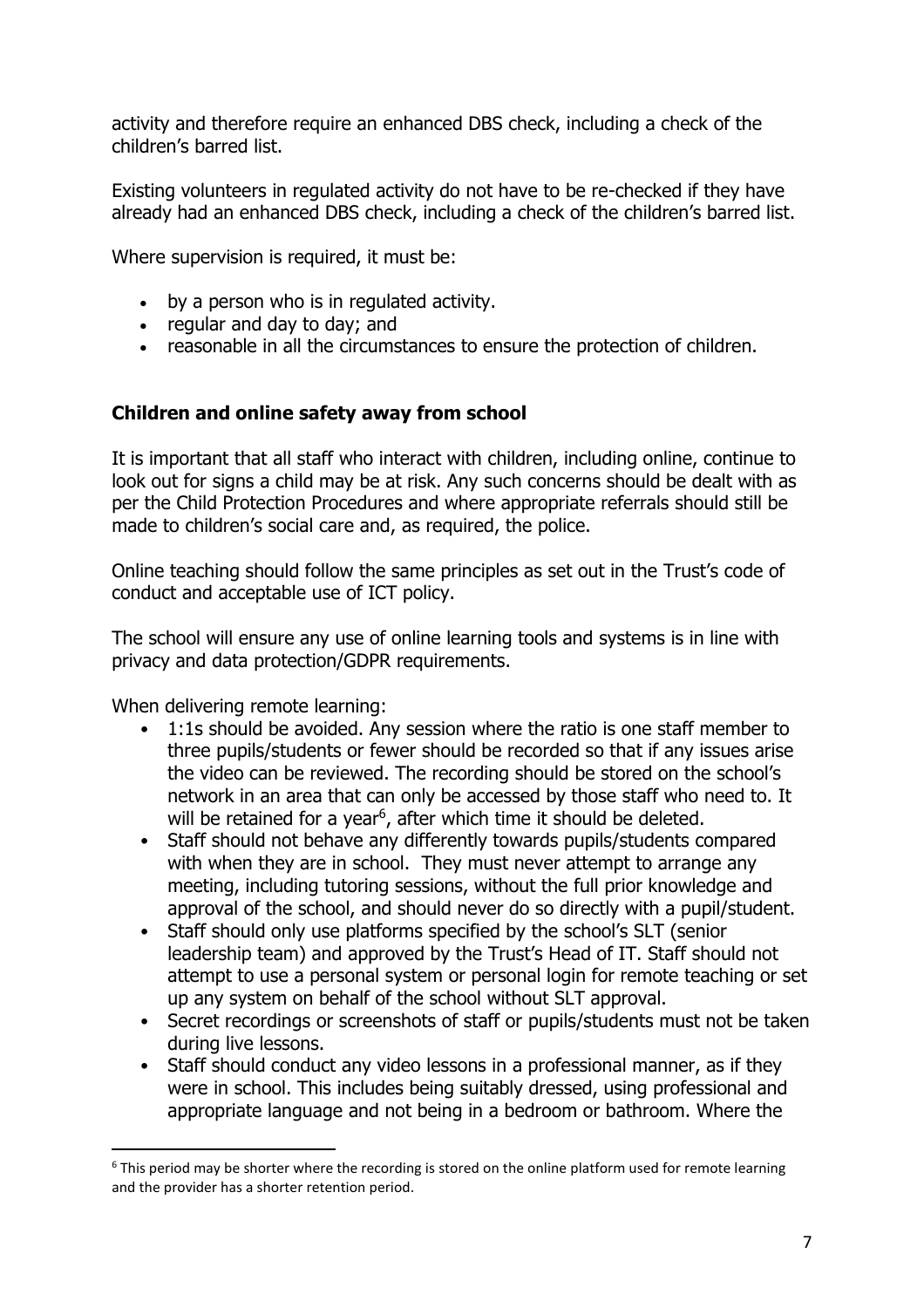activity and therefore require an enhanced DBS check, including a check of the children's barred list.

Existing volunteers in regulated activity do not have to be re-checked if they have already had an enhanced DBS check, including a check of the children's barred list.

Where supervision is required, it must be:

- by a person who is in regulated activity.
- regular and day to day; and
- reasonable in all the circumstances to ensure the protection of children.

**Children and online safety away from school**

It is important that all staff who interact with children, including online, continue to look out for signs a child may be at risk. Any such concerns should be dealt with as per the Child Protection Procedures and where appropriate referrals should still be made to children's social care and, as required, the police.

Online teaching should follow the same principles as set out in the Trust's code of conduct and acceptable use of ICT policy.

The school will ensure any use of online learning tools and systems is in line with privacy and data protection/GDPR requirements.

When delivering remote learning:

- 1:1s should be avoided. Any session where the ratio is one staff member to three pupils/students or fewer should be recorded so that if any issues arise the video can be reviewed. The recording should be stored on the school's network in an area that can only be accessed by those staff who need to. It will be retained for a year[6], after which time it should be deleted.
- Staff should not behave any differently towards pupils/students compared with when they are in school. They must never attempt to arrange any meeting, including tutoring sessions, without the full prior knowledge and approval of the school, and should never do so directly with a pupil/student.
- Staff should only use platforms specified by the school's SLT (senior leadership team) and approved by the Trust's Head of IT. Staff should not attempt to use a personal system or personal login for remote teaching or set up any system on behalf of the school without SLT approval.
- Secret recordings or screenshots of staff or pupils/students must not be taken during live lessons.
- Staff should conduct any video lessons in a professional manner, as if they were in school. This includes being suitably dressed, using professional and appropriate language and not being in a bedroom or bathroom. Where the

[6] This period may be shorter where the recording is stored on the online platform used for remote learning and the provider has a shorter retention period.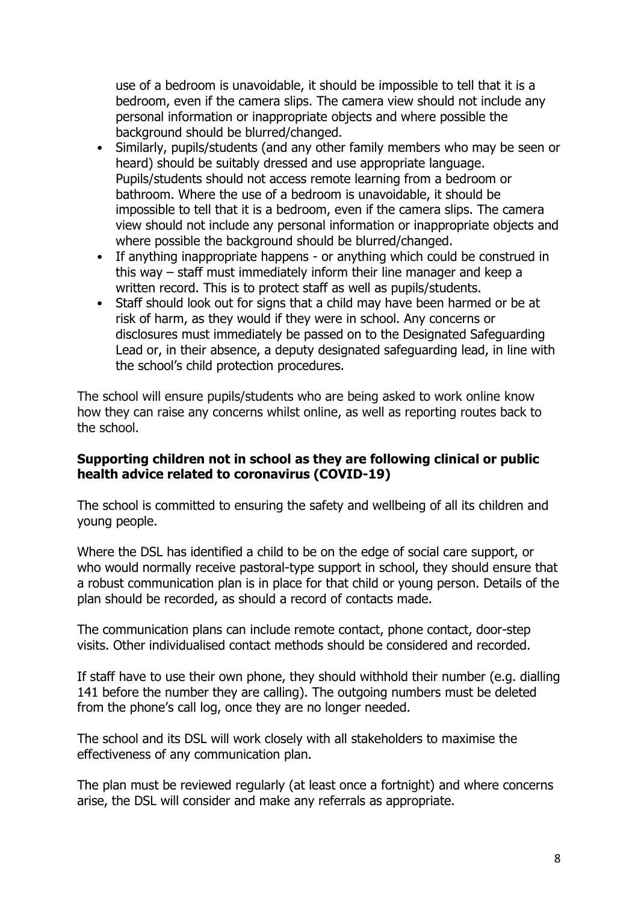use of a bedroom is unavoidable, it should be impossible to tell that it is a bedroom, even if the camera slips. The camera view should not include any personal information or inappropriate objects and where possible the background should be blurred/changed.

- Similarly, pupils/students (and any other family members who may be seen or heard) should be suitably dressed and use appropriate language. Pupils/students should not access remote learning from a bedroom or bathroom. Where the use of a bedroom is unavoidable, it should be impossible to tell that it is a bedroom, even if the camera slips. The camera view should not include any personal information or inappropriate objects and where possible the background should be blurred/changed.
- If anything inappropriate happens - or anything which could be construed in this way – staff must immediately inform their line manager and keep a written record. This is to protect staff as well as pupils/students.
- Staff should look out for signs that a child may have been harmed or be at risk of harm, as they would if they were in school. Any concerns or disclosures must immediately be passed on to the Designated Safeguarding Lead or, in their absence, a deputy designated safeguarding lead, in line with the school's child protection procedures.

The school will ensure pupils/students who are being asked to work online know how they can raise any concerns whilst online, as well as reporting routes back to the school.

**Supporting children not in school as they are following clinical or public health advice related to coronavirus (COVID-19)**

The school is committed to ensuring the safety and wellbeing of all its children and young people.

Where the DSL has identified a child to be on the edge of social care support, or who would normally receive pastoral-type support in school, they should ensure that a robust communication plan is in place for that child or young person. Details of the plan should be recorded, as should a record of contacts made.

The communication plans can include remote contact, phone contact, door-step visits. Other individualised contact methods should be considered and recorded.

If staff have to use their own phone, they should withhold their number (e.g. dialling 141 before the number they are calling). The outgoing numbers must be deleted from the phone's call log, once they are no longer needed.

The school and its DSL will work closely with all stakeholders to maximise the effectiveness of any communication plan.

The plan must be reviewed regularly (at least once a fortnight) and where concerns arise, the DSL will consider and make any referrals as appropriate.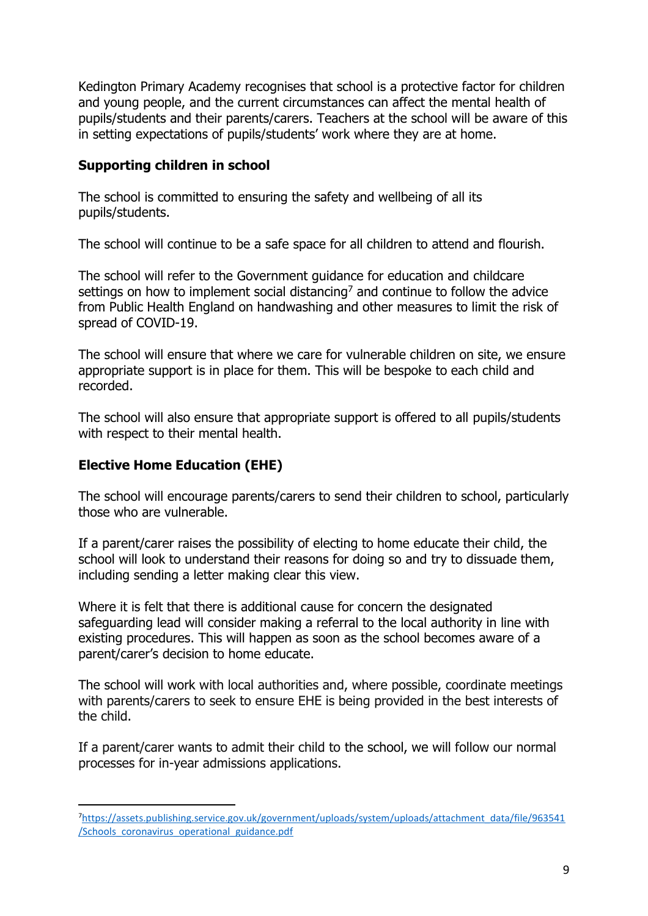Kedington Primary Academy recognises that school is a protective factor for children and young people, and the current circumstances can affect the mental health of pupils/students and their parents/carers. Teachers at the school will be aware of this in setting expectations of pupils/students' work where they are at home.

## Supporting children in school

The school is committed to ensuring the safety and wellbeing of all its pupils/students.

The school will continue to be a safe space for all children to attend and flourish.

The school will refer to the Government guidance for education and childcare settings on how to implement social distancing[7] and continue to follow the advice from Public Health England on handwashing and other measures to limit the risk of spread of COVID-19.

The school will ensure that where we care for vulnerable children on site, we ensure appropriate support is in place for them. This will be bespoke to each child and recorded.

The school will also ensure that appropriate support is offered to all pupils/students with respect to their mental health.

## Elective Home Education (EHE)

The school will encourage parents/carers to send their children to school, particularly those who are vulnerable.

If a parent/carer raises the possibility of electing to home educate their child, the school will look to understand their reasons for doing so and try to dissuade them, including sending a letter making clear this view.

Where it is felt that there is additional cause for concern the designated safeguarding lead will consider making a referral to the local authority in line with existing procedures. This will happen as soon as the school becomes aware of a parent/carer's decision to home educate.

The school will work with local authorities and, where possible, coordinate meetings with parents/carers to seek to ensure EHE is being provided in the best interests of the child.

If a parent/carer wants to admit their child to the school, we will follow our normal processes for in-year admissions applications.

---

[7] https://assets.publishing.service.gov.uk/government/uploads/system/uploads/attachment_data/file/963541/Schools_coronavirus_operational_guidance.pdf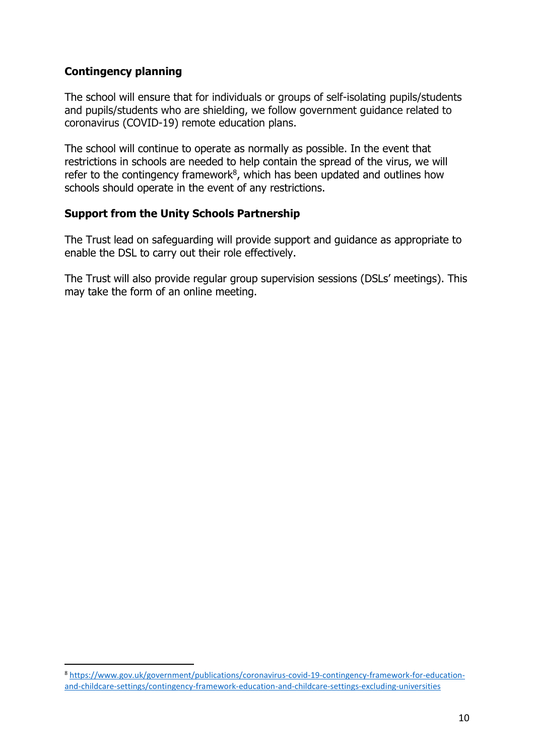**Contingency planning**

The school will ensure that for individuals or groups of self-isolating pupils/students and pupils/students who are shielding, we follow government guidance related to coronavirus (COVID-19) remote education plans.

The school will continue to operate as normally as possible. In the event that restrictions in schools are needed to help contain the spread of the virus, we will refer to the contingency framework[8], which has been updated and outlines how schools should operate in the event of any restrictions.

**Support from the Unity Schools Partnership**

The Trust lead on safeguarding will provide support and guidance as appropriate to enable the DSL to carry out their role effectively.

The Trust will also provide regular group supervision sessions (DSLs' meetings). This may take the form of an online meeting.

---

[8] https://www.gov.uk/government/publications/coronavirus-covid-19-contingency-framework-for-education-and-childcare-settings/contingency-framework-education-and-childcare-settings-excluding-universities